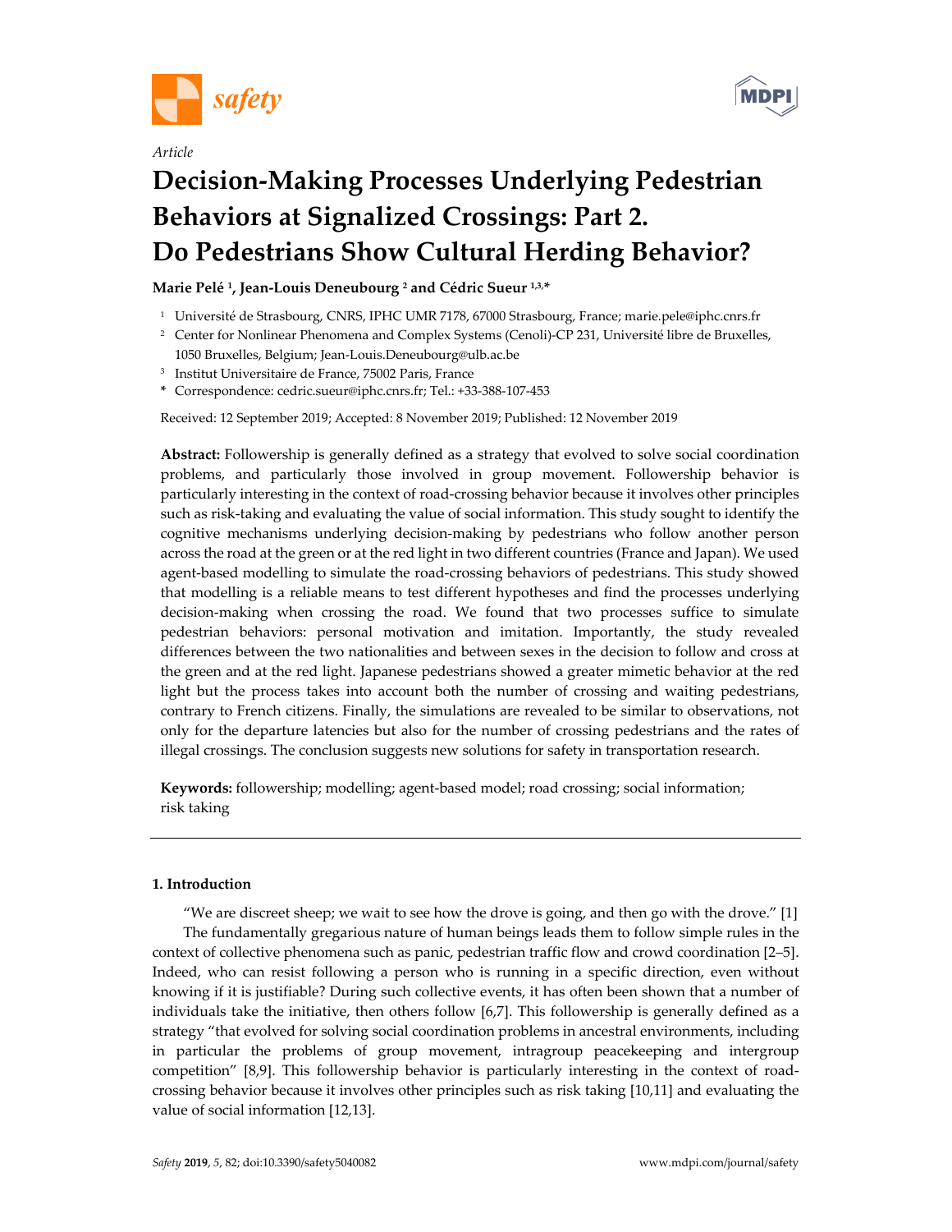*safety*

Article

# Decision-Making Processes Underlying Pedestrian Behaviors at Signalized Crossings: Part 2. Do Pedestrians Show Cultural Herding Behavior?

**Marie Pelé [1], Jean-Louis Deneubourg [2] and Cédric Sueur [1,3,*]**

[1] Université de Strasbourg, CNRS, IPHC UMR 7178, 67000 Strasbourg, France; marie.pele@iphc.cnrs.fr
[2] Center for Nonlinear Phenomena and Complex Systems (Cenoli)-CP 231, Université libre de Bruxelles, 1050 Bruxelles, Belgium; Jean-Louis.Deneubourg@ulb.ac.be
[3] Institut Universitaire de France, 75002 Paris, France
[*] Correspondence: cedric.sueur@iphc.cnrs.fr; Tel.: +33-388-107-453

Received: 12 September 2019; Accepted: 8 November 2019; Published: 12 November 2019

**Abstract:** Followership is generally defined as a strategy that evolved to solve social coordination problems, and particularly those involved in group movement. Followership behavior is particularly interesting in the context of road-crossing behavior because it involves other principles such as risk-taking and evaluating the value of social information. This study sought to identify the cognitive mechanisms underlying decision-making by pedestrians who follow another person across the road at the green or at the red light in two different countries (France and Japan). We used agent-based modelling to simulate the road-crossing behaviors of pedestrians. This study showed that modelling is a reliable means to test different hypotheses and find the processes underlying decision-making when crossing the road. We found that two processes suffice to simulate pedestrian behaviors: personal motivation and imitation. Importantly, the study revealed differences between the two nationalities and between sexes in the decision to follow and cross at the green and at the red light. Japanese pedestrians showed a greater mimetic behavior at the red light but the process takes into account both the number of crossing and waiting pedestrians, contrary to French citizens. Finally, the simulations are revealed to be similar to observations, not only for the departure latencies but also for the number of crossing pedestrians and the rates of illegal crossings. The conclusion suggests new solutions for safety in transportation research.

**Keywords:** followership; modelling; agent-based model; road crossing; social information; risk taking

## 1. Introduction

"We are discreet sheep; we wait to see how the drove is going, and then go with the drove." [1]

The fundamentally gregarious nature of human beings leads them to follow simple rules in the context of collective phenomena such as panic, pedestrian traffic flow and crowd coordination [2–5]. Indeed, who can resist following a person who is running in a specific direction, even without knowing if it is justifiable? During such collective events, it has often been shown that a number of individuals take the initiative, then others follow [6,7]. This followership is generally defined as a strategy "that evolved for solving social coordination problems in ancestral environments, including in particular the problems of group movement, intragroup peacekeeping and intergroup competition" [8,9]. This followership behavior is particularly interesting in the context of road-crossing behavior because it involves other principles such as risk taking [10,11] and evaluating the value of social information [12,13].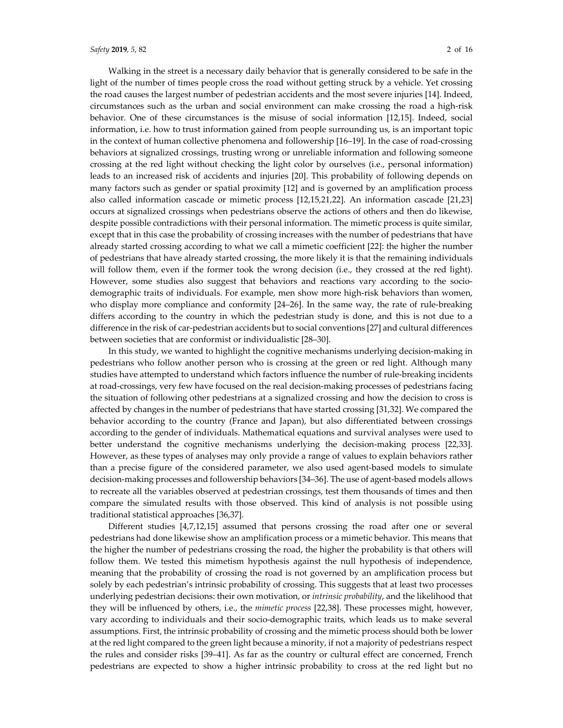Walking in the street is a necessary daily behavior that is generally considered to be safe in the light of the number of times people cross the road without getting struck by a vehicle. Yet crossing the road causes the largest number of pedestrian accidents and the most severe injuries [14]. Indeed, circumstances such as the urban and social environment can make crossing the road a high-risk behavior. One of these circumstances is the misuse of social information [12,15]. Indeed, social information, i.e. how to trust information gained from people surrounding us, is an important topic in the context of human collective phenomena and followership [16–19]. In the case of road-crossing behaviors at signalized crossings, trusting wrong or unreliable information and following someone crossing at the red light without checking the light color by ourselves (i.e., personal information) leads to an increased risk of accidents and injuries [20]. This probability of following depends on many factors such as gender or spatial proximity [12] and is governed by an amplification process also called information cascade or mimetic process [12,15,21,22]. An information cascade [21,23] occurs at signalized crossings when pedestrians observe the actions of others and then do likewise, despite possible contradictions with their personal information. The mimetic process is quite similar, except that in this case the probability of crossing increases with the number of pedestrians that have already started crossing according to what we call a mimetic coefficient [22]: the higher the number of pedestrians that have already started crossing, the more likely it is that the remaining individuals will follow them, even if the former took the wrong decision (i.e., they crossed at the red light). However, some studies also suggest that behaviors and reactions vary according to the socio-demographic traits of individuals. For example, men show more high-risk behaviors than women, who display more compliance and conformity [24–26]. In the same way, the rate of rule-breaking differs according to the country in which the pedestrian study is done, and this is not due to a difference in the risk of car-pedestrian accidents but to social conventions [27] and cultural differences between societies that are conformist or individualistic [28–30].

In this study, we wanted to highlight the cognitive mechanisms underlying decision-making in pedestrians who follow another person who is crossing at the green or red light. Although many studies have attempted to understand which factors influence the number of rule-breaking incidents at road-crossings, very few have focused on the real decision-making processes of pedestrians facing the situation of following other pedestrians at a signalized crossing and how the decision to cross is affected by changes in the number of pedestrians that have started crossing [31,32]. We compared the behavior according to the country (France and Japan), but also differentiated between crossings according to the gender of individuals. Mathematical equations and survival analyses were used to better understand the cognitive mechanisms underlying the decision-making process [22,33]. However, as these types of analyses may only provide a range of values to explain behaviors rather than a precise figure of the considered parameter, we also used agent-based models to simulate decision-making processes and followership behaviors [34–36]. The use of agent-based models allows to recreate all the variables observed at pedestrian crossings, test them thousands of times and then compare the simulated results with those observed. This kind of analysis is not possible using traditional statistical approaches [36,37].

Different studies [4,7,12,15] assumed that persons crossing the road after one or several pedestrians had done likewise show an amplification process or a mimetic behavior. This means that the higher the number of pedestrians crossing the road, the higher the probability is that others will follow them. We tested this mimetism hypothesis against the null hypothesis of independence, meaning that the probability of crossing the road is not governed by an amplification process but solely by each pedestrian's intrinsic probability of crossing. This suggests that at least two processes underlying pedestrian decisions: their own motivation, or *intrinsic probability*, and the likelihood that they will be influenced by others, i.e., the *mimetic process* [22,38]. These processes might, however, vary according to individuals and their socio-demographic traits, which leads us to make several assumptions. First, the intrinsic probability of crossing and the mimetic process should both be lower at the red light compared to the green light because a minority, if not a majority of pedestrians respect the rules and consider risks [39–41]. As far as the country or cultural effect are concerned, French pedestrians are expected to show a higher intrinsic probability to cross at the red light but no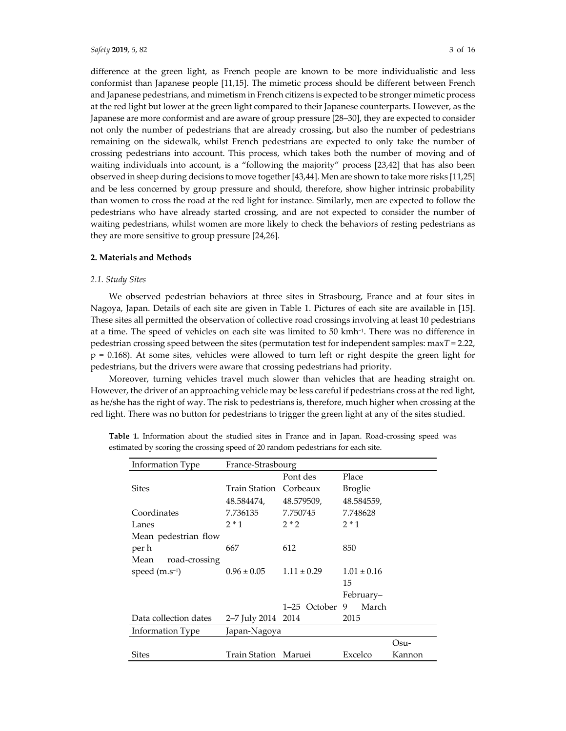difference at the green light, as French people are known to be more individualistic and less conformist than Japanese people [11,15]. The mimetic process should be different between French and Japanese pedestrians, and mimetism in French citizens is expected to be stronger mimetic process at the red light but lower at the green light compared to their Japanese counterparts. However, as the Japanese are more conformist and are aware of group pressure [28–30], they are expected to consider not only the number of pedestrians that are already crossing, but also the number of pedestrians remaining on the sidewalk, whilst French pedestrians are expected to only take the number of crossing pedestrians into account. This process, which takes both the number of moving and of waiting individuals into account, is a "following the majority" process [23,42] that has also been observed in sheep during decisions to move together [43,44]. Men are shown to take more risks [11,25] and be less concerned by group pressure and should, therefore, show higher intrinsic probability than women to cross the road at the red light for instance. Similarly, men are expected to follow the pedestrians who have already started crossing, and are not expected to consider the number of waiting pedestrians, whilst women are more likely to check the behaviors of resting pedestrians as they are more sensitive to group pressure [24,26].

## 2. Materials and Methods

### 2.1. Study Sites

We observed pedestrian behaviors at three sites in Strasbourg, France and at four sites in Nagoya, Japan. Details of each site are given in Table 1. Pictures of each site are available in [15]. These sites all permitted the observation of collective road crossings involving at least 10 pedestrians at a time. The speed of vehicles on each site was limited to 50 kmh$^{-1}$. There was no difference in pedestrian crossing speed between the sites (permutation test for independent samples: max$T$ = 2.22, p = 0.168). At some sites, vehicles were allowed to turn left or right despite the green light for pedestrians, but the drivers were aware that crossing pedestrians had priority.

Moreover, turning vehicles travel much slower than vehicles that are heading straight on. However, the driver of an approaching vehicle may be less careful if pedestrians cross at the red light, as he/she has the right of way. The risk to pedestrians is, therefore, much higher when crossing at the red light. There was no button for pedestrians to trigger the green light at any of the sites studied.

**Table 1.** Information about the studied sites in France and in Japan. Road-crossing speed was estimated by scoring the crossing speed of 20 random pedestrians for each site.

| Information Type | France-Strasbourg | | | |
|---|---|---|---|---|
| Sites | Train Station | Pont des Corbeaux | Place Broglie | |
| Coordinates | 48.584474, 7.736135 | 48.579509, 7.750745 | 48.584559, 7.748628 | |
| Lanes | 2 * 1 | 2 * 2 | 2 * 1 | |
| Mean pedestrian flow per h | 667 | 612 | 850 | |
| Mean road-crossing speed (m.s$^{-1}$) | 0.96 ± 0.05 | 1.11 ± 0.29 | 1.01 ± 0.16 | |
| Data collection dates | 2–7 July 2014 | 1–25 October 2014 | 15 February–9 March 2015 | |
| **Information Type** | **Japan-Nagoya** | | | |
| Sites | Train Station | Maruei | Excelco | Osu-Kannon |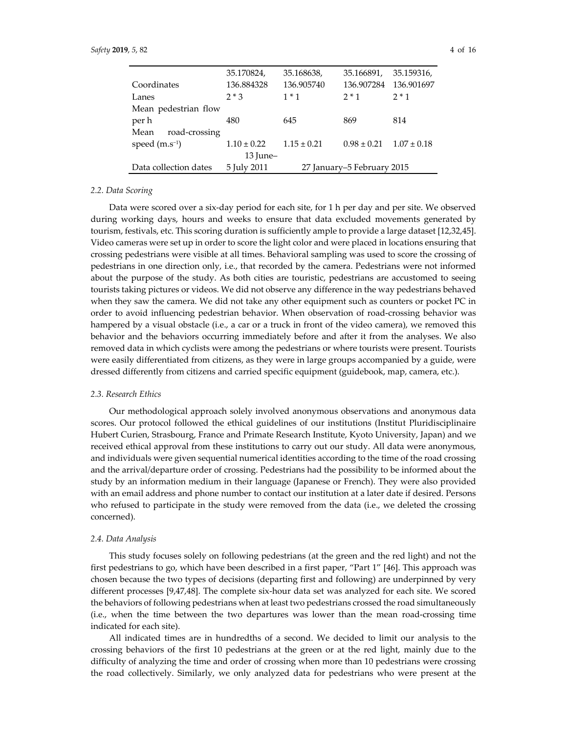| | | | | |
|---|---|---|---|---|
| Coordinates | 35.170824, 136.884328 | 35.168638, 136.905740 | 35.166891, 136.907284 | 35.159316, 136.901697 |
| Lanes | 2 * 3 | 1 * 1 | 2 * 1 | 2 * 1 |
| Mean pedestrian flow per h | 480 | 645 | 869 | 814 |
| Mean road-crossing speed (m.s$^{-1}$) | 1.10 ± 0.22 | 1.15 ± 0.21 | 0.98 ± 0.21 | 1.07 ± 0.18 |
| Data collection dates | 13 June–5 July 2011 | 27 January–5 February 2015 | | |

### 2.2. Data Scoring

Data were scored over a six-day period for each site, for 1 h per day and per site. We observed during working days, hours and weeks to ensure that data excluded movements generated by tourism, festivals, etc. This scoring duration is sufficiently ample to provide a large dataset [12,32,45]. Video cameras were set up in order to score the light color and were placed in locations ensuring that crossing pedestrians were visible at all times. Behavioral sampling was used to score the crossing of pedestrians in one direction only, i.e., that recorded by the camera. Pedestrians were not informed about the purpose of the study. As both cities are touristic, pedestrians are accustomed to seeing tourists taking pictures or videos. We did not observe any difference in the way pedestrians behaved when they saw the camera. We did not take any other equipment such as counters or pocket PC in order to avoid influencing pedestrian behavior. When observation of road-crossing behavior was hampered by a visual obstacle (i.e., a car or a truck in front of the video camera), we removed this behavior and the behaviors occurring immediately before and after it from the analyses. We also removed data in which cyclists were among the pedestrians or where tourists were present. Tourists were easily differentiated from citizens, as they were in large groups accompanied by a guide, were dressed differently from citizens and carried specific equipment (guidebook, map, camera, etc.).

### 2.3. Research Ethics

Our methodological approach solely involved anonymous observations and anonymous data scores. Our protocol followed the ethical guidelines of our institutions (Institut Pluridisciplinaire Hubert Curien, Strasbourg, France and Primate Research Institute, Kyoto University, Japan) and we received ethical approval from these institutions to carry out our study. All data were anonymous, and individuals were given sequential numerical identities according to the time of the road crossing and the arrival/departure order of crossing. Pedestrians had the possibility to be informed about the study by an information medium in their language (Japanese or French). They were also provided with an email address and phone number to contact our institution at a later date if desired. Persons who refused to participate in the study were removed from the data (i.e., we deleted the crossing concerned).

### 2.4. Data Analysis

This study focuses solely on following pedestrians (at the green and the red light) and not the first pedestrians to go, which have been described in a first paper, "Part 1" [46]. This approach was chosen because the two types of decisions (departing first and following) are underpinned by very different processes [9,47,48]. The complete six-hour data set was analyzed for each site. We scored the behaviors of following pedestrians when at least two pedestrians crossed the road simultaneously (i.e., when the time between the two departures was lower than the mean road-crossing time indicated for each site).

All indicated times are in hundredths of a second. We decided to limit our analysis to the crossing behaviors of the first 10 pedestrians at the green or at the red light, mainly due to the difficulty of analyzing the time and order of crossing when more than 10 pedestrians were crossing the road collectively. Similarly, we only analyzed data for pedestrians who were present at the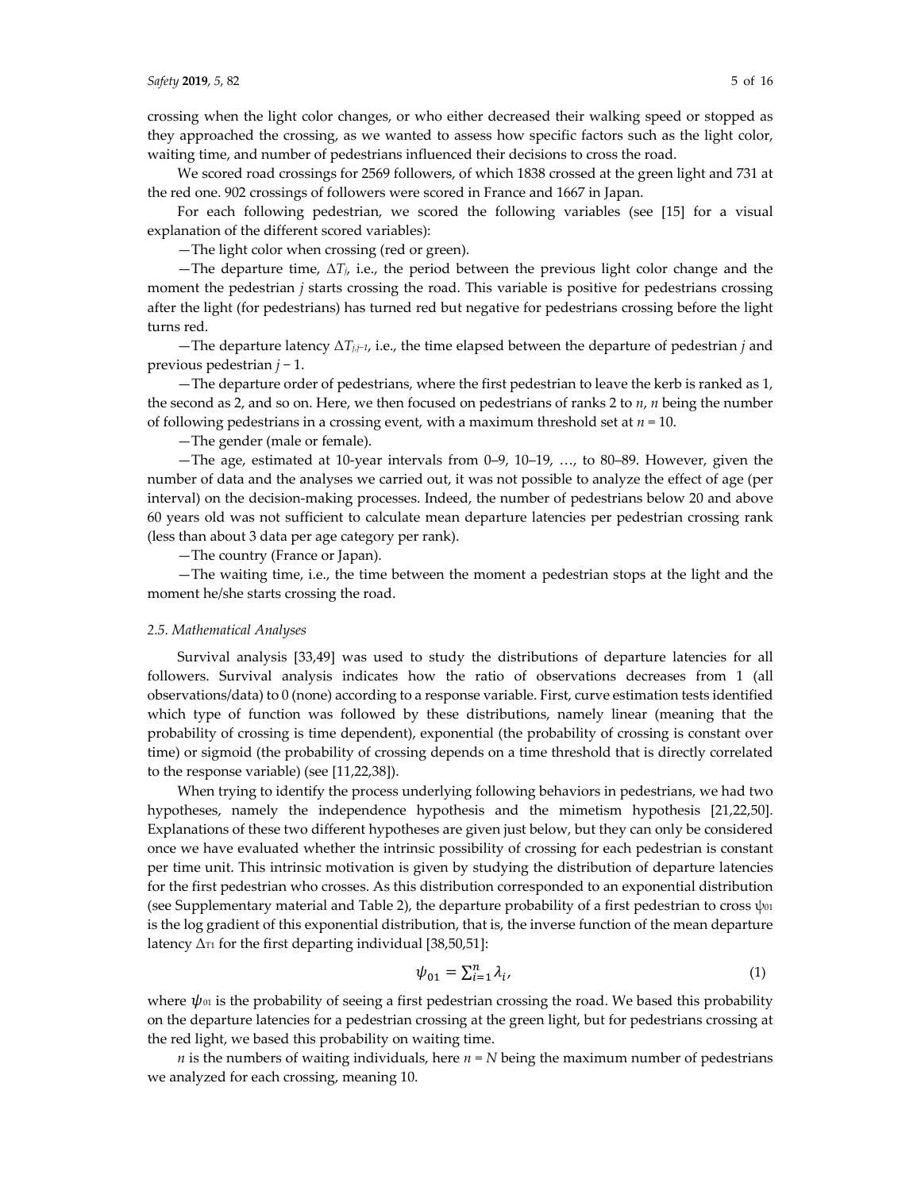crossing when the light color changes, or who either decreased their walking speed or stopped as they approached the crossing, as we wanted to assess how specific factors such as the light color, waiting time, and number of pedestrians influenced their decisions to cross the road.

We scored road crossings for 2569 followers, of which 1838 crossed at the green light and 731 at the red one. 902 crossings of followers were scored in France and 1667 in Japan.

For each following pedestrian, we scored the following variables (see [15] for a visual explanation of the different scored variables):

—The light color when crossing (red or green).

—The departure time, $\Delta T_j$, i.e., the period between the previous light color change and the moment the pedestrian *j* starts crossing the road. This variable is positive for pedestrians crossing after the light (for pedestrians) has turned red but negative for pedestrians crossing before the light turns red.

—The departure latency $\Delta T_{j,j-1}$, i.e., the time elapsed between the departure of pedestrian *j* and previous pedestrian $j - 1$.

—The departure order of pedestrians, where the first pedestrian to leave the kerb is ranked as 1, the second as 2, and so on. Here, we then focused on pedestrians of ranks 2 to *n*, *n* being the number of following pedestrians in a crossing event, with a maximum threshold set at $n = 10$.

—The gender (male or female).

—The age, estimated at 10-year intervals from 0–9, 10–19, …, to 80–89. However, given the number of data and the analyses we carried out, it was not possible to analyze the effect of age (per interval) on the decision-making processes. Indeed, the number of pedestrians below 20 and above 60 years old was not sufficient to calculate mean departure latencies per pedestrian crossing rank (less than about 3 data per age category per rank).

—The country (France or Japan).

—The waiting time, i.e., the time between the moment a pedestrian stops at the light and the moment he/she starts crossing the road.

### 2.5. Mathematical Analyses

Survival analysis [33,49] was used to study the distributions of departure latencies for all followers. Survival analysis indicates how the ratio of observations decreases from 1 (all observations/data) to 0 (none) according to a response variable. First, curve estimation tests identified which type of function was followed by these distributions, namely linear (meaning that the probability of crossing is time dependent), exponential (the probability of crossing is constant over time) or sigmoid (the probability of crossing depends on a time threshold that is directly correlated to the response variable) (see [11,22,38]).

When trying to identify the process underlying following behaviors in pedestrians, we had two hypotheses, namely the independence hypothesis and the mimetism hypothesis [21,22,50]. Explanations of these two different hypotheses are given just below, but they can only be considered once we have evaluated whether the intrinsic possibility of crossing for each pedestrian is constant per time unit. This intrinsic motivation is given by studying the distribution of departure latencies for the first pedestrian who crosses. As this distribution corresponded to an exponential distribution (see Supplementary material and Table 2), the departure probability of a first pedestrian to cross $\psi_{01}$ is the log gradient of this exponential distribution, that is, the inverse function of the mean departure latency $\Delta_{T1}$ for the first departing individual [38,50,51]:

$$\psi_{01} = \sum_{i=1}^{n} \lambda_i, \tag{1}$$

where $\psi_{01}$ is the probability of seeing a first pedestrian crossing the road. We based this probability on the departure latencies for a pedestrian crossing at the green light, but for pedestrians crossing at the red light, we based this probability on waiting time.

*n* is the numbers of waiting individuals, here $n = N$ being the maximum number of pedestrians we analyzed for each crossing, meaning 10.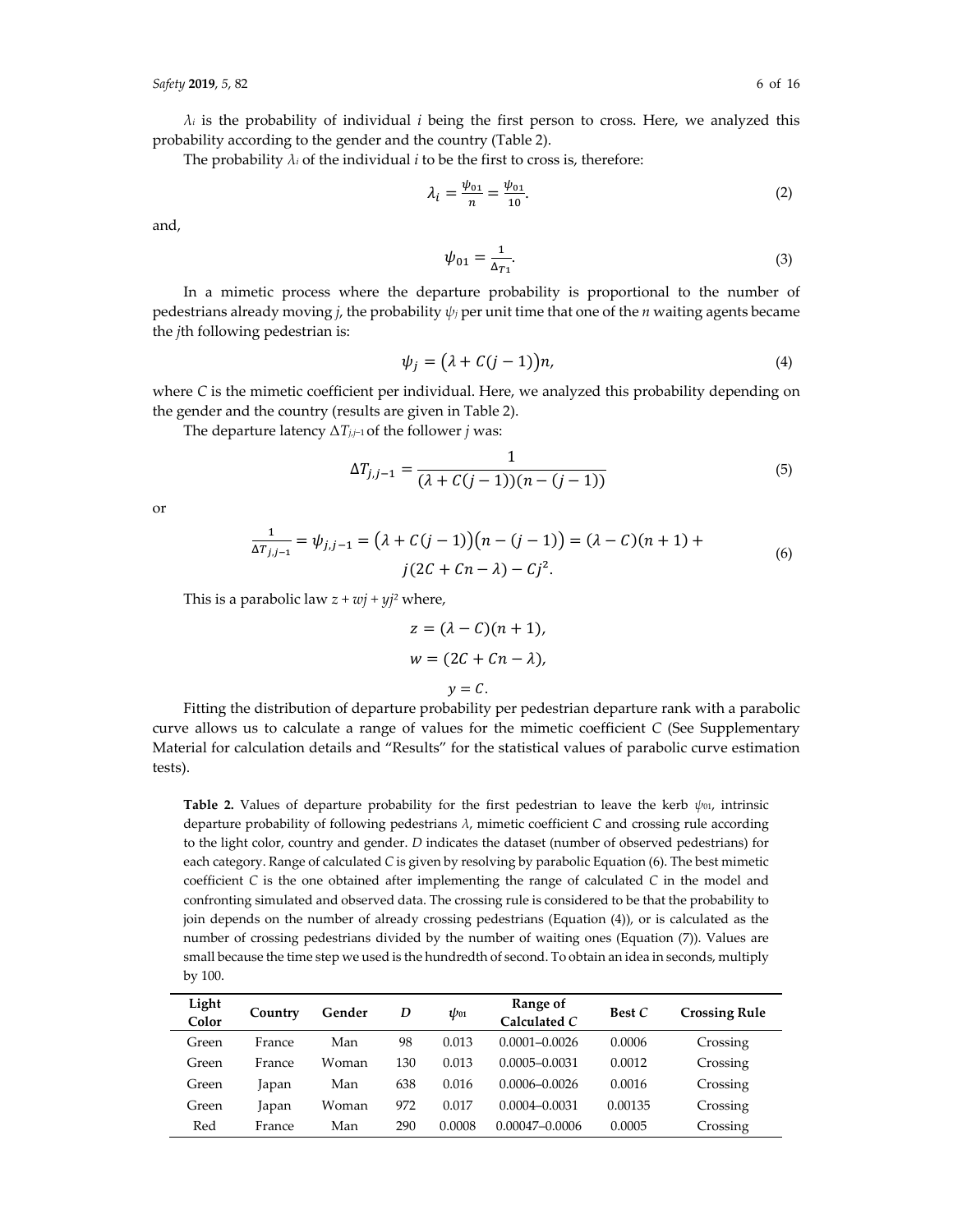$\lambda_i$ is the probability of individual $i$ being the first person to cross. Here, we analyzed this probability according to the gender and the country (Table 2).

The probability $\lambda_i$ of the individual $i$ to be the first to cross is, therefore:

$$\lambda_i = \frac{\psi_{01}}{n} = \frac{\psi_{01}}{10}. \tag{2}$$

and,

$$\psi_{01} = \frac{1}{\Delta_{T1}}. \tag{3}$$

In a mimetic process where the departure probability is proportional to the number of pedestrians already moving $j$, the probability $\psi_j$ per unit time that one of the $n$ waiting agents became the $j$th following pedestrian is:

$$\psi_j = \left(\lambda + C(j-1)\right)n, \tag{4}$$

where $C$ is the mimetic coefficient per individual. Here, we analyzed this probability depending on the gender and the country (results are given in Table 2).

The departure latency $\Delta T_{j,j-1}$ of the follower $j$ was:

$$\Delta T_{j,j-1} = \frac{1}{(\lambda + C(j-1))(n-(j-1))} \tag{5}$$

or

$$\frac{1}{\Delta T_{j,j-1}} = \psi_{j,j-1} = \left(\lambda + C(j-1)\right)\left(n-(j-1)\right) = (\lambda - C)(n+1) + j(2C + Cn - \lambda) - Cj^2. \tag{6}$$

This is a parabolic law $z + wj + yj^2$ where,

$$z = (\lambda - C)(n+1),$$

$$w = (2C + Cn - \lambda),$$

$$y = C.$$

Fitting the distribution of departure probability per pedestrian departure rank with a parabolic curve allows us to calculate a range of values for the mimetic coefficient $C$ (See Supplementary Material for calculation details and "Results" for the statistical values of parabolic curve estimation tests).

**Table 2.** Values of departure probability for the first pedestrian to leave the kerb $\psi_{01}$, intrinsic departure probability of following pedestrians $\lambda$, mimetic coefficient $C$ and crossing rule according to the light color, country and gender. $D$ indicates the dataset (number of observed pedestrians) for each category. Range of calculated $C$ is given by resolving by parabolic Equation (6). The best mimetic coefficient $C$ is the one obtained after implementing the range of calculated $C$ in the model and confronting simulated and observed data. The crossing rule is considered to be that the probability to join depends on the number of already crossing pedestrians (Equation (4)), or is calculated as the number of crossing pedestrians divided by the number of waiting ones (Equation (7)). Values are small because the time step we used is the hundredth of second. To obtain an idea in seconds, multiply by 100.

| Light Color | Country | Gender | $D$ | $\psi_{01}$ | Range of Calculated $C$ | Best $C$ | Crossing Rule |
|---|---|---|---|---|---|---|---|
| Green | France | Man | 98 | 0.013 | 0.0001–0.0026 | 0.0006 | Crossing |
| Green | France | Woman | 130 | 0.013 | 0.0005–0.0031 | 0.0012 | Crossing |
| Green | Japan | Man | 638 | 0.016 | 0.0006–0.0026 | 0.0016 | Crossing |
| Green | Japan | Woman | 972 | 0.017 | 0.0004–0.0031 | 0.00135 | Crossing |
| Red | France | Man | 290 | 0.0008 | 0.00047–0.0006 | 0.0005 | Crossing |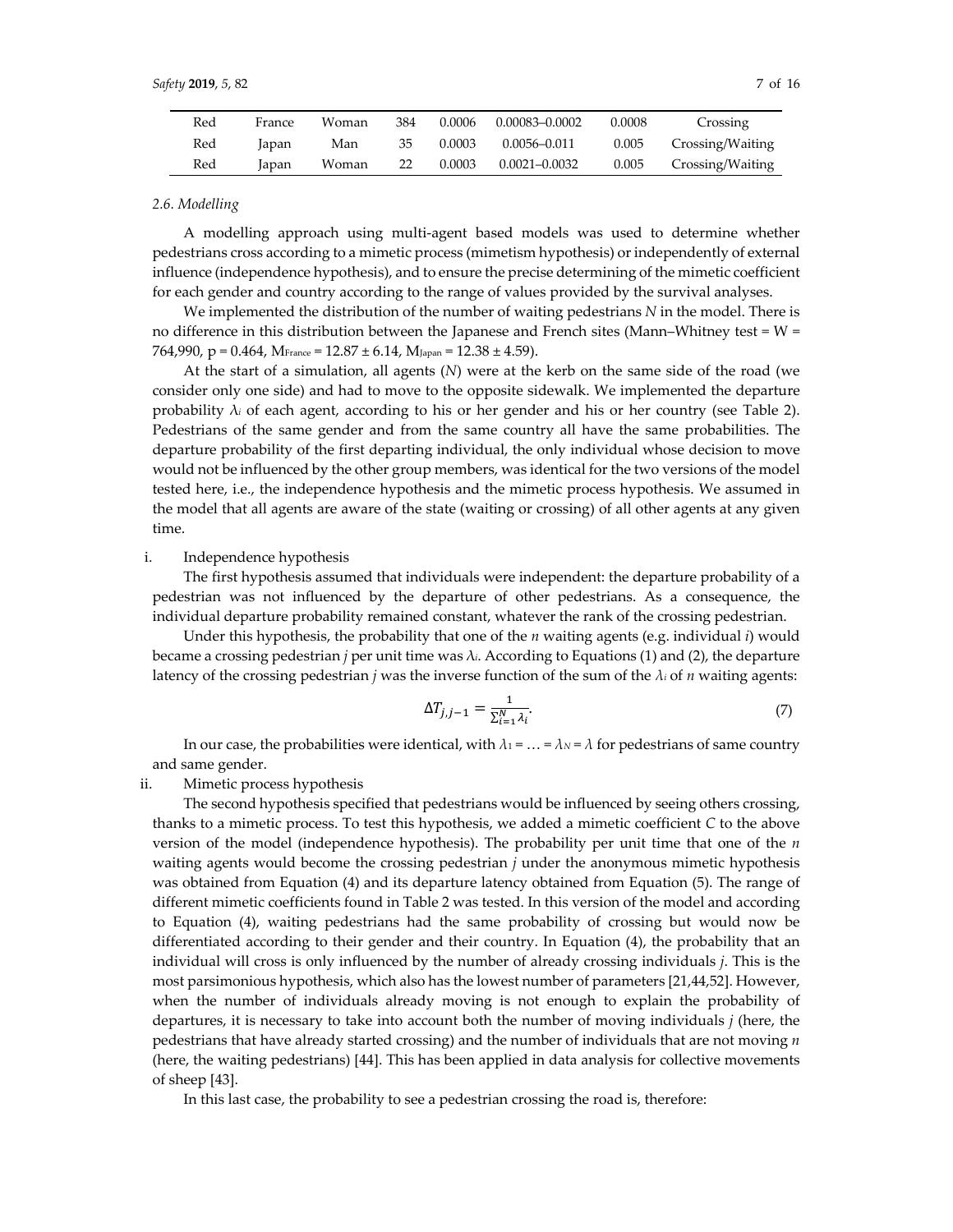| Red | France | Woman | 384 | 0.0006 | 0.00083–0.0002 | 0.0008 | Crossing |
|---|---|---|---|---|---|---|---|
| Red | Japan | Man | 35 | 0.0003 | 0.0056–0.011 | 0.005 | Crossing/Waiting |
| Red | Japan | Woman | 22 | 0.0003 | 0.0021–0.0032 | 0.005 | Crossing/Waiting |

### *2.6. Modelling*

A modelling approach using multi-agent based models was used to determine whether pedestrians cross according to a mimetic process (mimetism hypothesis) or independently of external influence (independence hypothesis), and to ensure the precise determining of the mimetic coefficient for each gender and country according to the range of values provided by the survival analyses.

We implemented the distribution of the number of waiting pedestrians $N$ in the model. There is no difference in this distribution between the Japanese and French sites (Mann–Whitney test = W = 764,990, p = 0.464, $M_{France} = 12.87 \pm 6.14$, $M_{Japan} = 12.38 \pm 4.59$).

At the start of a simulation, all agents ($N$) were at the kerb on the same side of the road (we consider only one side) and had to move to the opposite sidewalk. We implemented the departure probability $\lambda_i$ of each agent, according to his or her gender and his or her country (see Table 2). Pedestrians of the same gender and from the same country all have the same probabilities. The departure probability of the first departing individual, the only individual whose decision to move would not be influenced by the other group members, was identical for the two versions of the model tested here, i.e., the independence hypothesis and the mimetic process hypothesis. We assumed in the model that all agents are aware of the state (waiting or crossing) of all other agents at any given time.

i. Independence hypothesis

The first hypothesis assumed that individuals were independent: the departure probability of a pedestrian was not influenced by the departure of other pedestrians. As a consequence, the individual departure probability remained constant, whatever the rank of the crossing pedestrian.

Under this hypothesis, the probability that one of the $n$ waiting agents (e.g. individual $i$) would became a crossing pedestrian $j$ per unit time was $\lambda_i$. According to Equations (1) and (2), the departure latency of the crossing pedestrian $j$ was the inverse function of the sum of the $\lambda_i$ of $n$ waiting agents:

$$\Delta T_{j,j-1} = \frac{1}{\sum_{i=1}^{N} \lambda_i}. \tag{7}$$

In our case, the probabilities were identical, with $\lambda_1 = \ldots = \lambda_N = \lambda$ for pedestrians of same country and same gender.

ii. Mimetic process hypothesis

The second hypothesis specified that pedestrians would be influenced by seeing others crossing, thanks to a mimetic process. To test this hypothesis, we added a mimetic coefficient $C$ to the above version of the model (independence hypothesis). The probability per unit time that one of the $n$ waiting agents would become the crossing pedestrian $j$ under the anonymous mimetic hypothesis was obtained from Equation (4) and its departure latency obtained from Equation (5). The range of different mimetic coefficients found in Table 2 was tested. In this version of the model and according to Equation (4), waiting pedestrians had the same probability of crossing but would now be differentiated according to their gender and their country. In Equation (4), the probability that an individual will cross is only influenced by the number of already crossing individuals $j$. This is the most parsimonious hypothesis, which also has the lowest number of parameters [21,44,52]. However, when the number of individuals already moving is not enough to explain the probability of departures, it is necessary to take into account both the number of moving individuals $j$ (here, the pedestrians that have already started crossing) and the number of individuals that are not moving $n$ (here, the waiting pedestrians) [44]. This has been applied in data analysis for collective movements of sheep [43].

In this last case, the probability to see a pedestrian crossing the road is, therefore: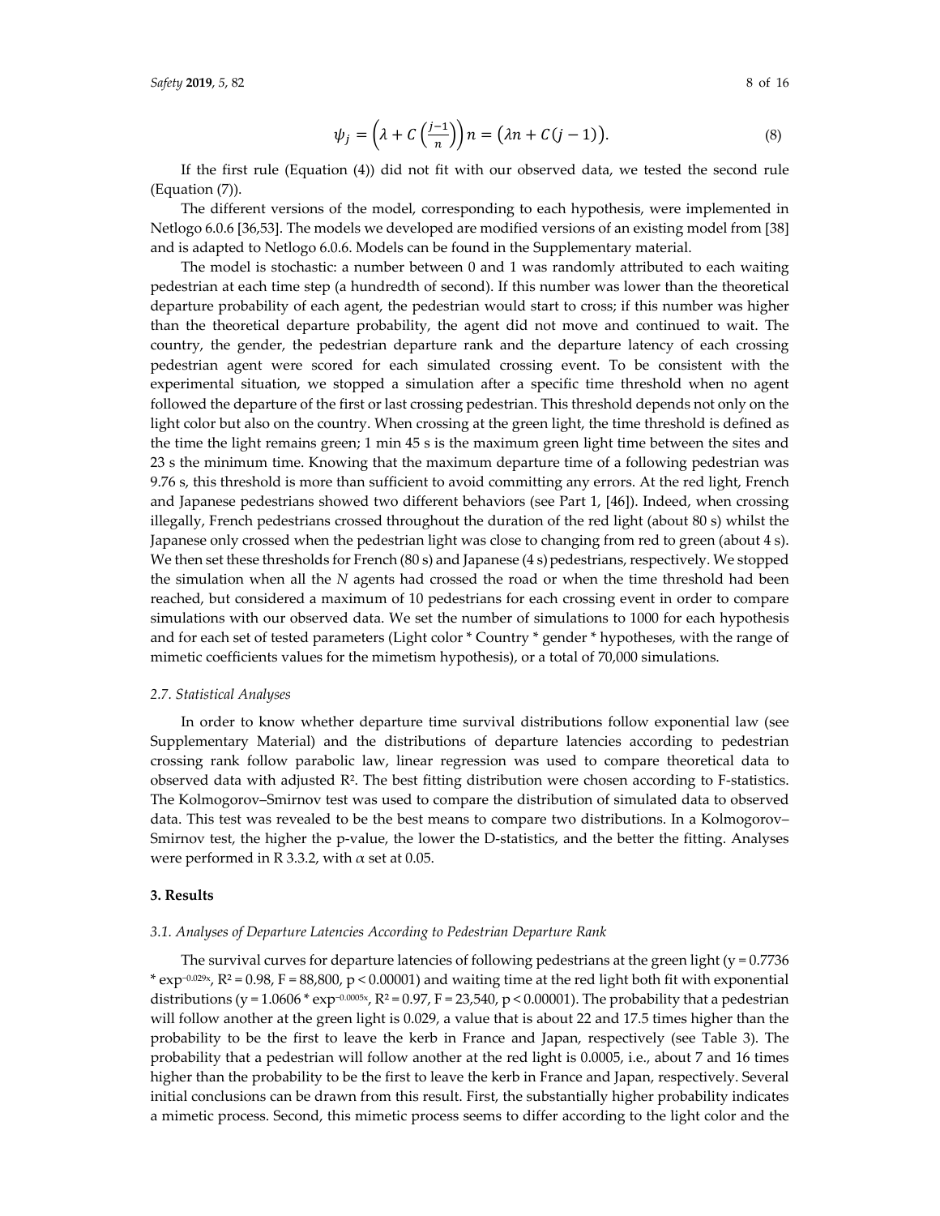$$\psi_j = \left(\lambda + C\left(\frac{j-1}{n}\right)\right)n = \left(\lambda n + C(j-1)\right). \tag{8}$$

If the first rule (Equation (4)) did not fit with our observed data, we tested the second rule (Equation (7)).

The different versions of the model, corresponding to each hypothesis, were implemented in Netlogo 6.0.6 [36,53]. The models we developed are modified versions of an existing model from [38] and is adapted to Netlogo 6.0.6. Models can be found in the Supplementary material.

The model is stochastic: a number between 0 and 1 was randomly attributed to each waiting pedestrian at each time step (a hundredth of second). If this number was lower than the theoretical departure probability of each agent, the pedestrian would start to cross; if this number was higher than the theoretical departure probability, the agent did not move and continued to wait. The country, the gender, the pedestrian departure rank and the departure latency of each crossing pedestrian agent were scored for each simulated crossing event. To be consistent with the experimental situation, we stopped a simulation after a specific time threshold when no agent followed the departure of the first or last crossing pedestrian. This threshold depends not only on the light color but also on the country. When crossing at the green light, the time threshold is defined as the time the light remains green; 1 min 45 s is the maximum green light time between the sites and 23 s the minimum time. Knowing that the maximum departure time of a following pedestrian was 9.76 s, this threshold is more than sufficient to avoid committing any errors. At the red light, French and Japanese pedestrians showed two different behaviors (see Part 1, [46]). Indeed, when crossing illegally, French pedestrians crossed throughout the duration of the red light (about 80 s) whilst the Japanese only crossed when the pedestrian light was close to changing from red to green (about 4 s). We then set these thresholds for French (80 s) and Japanese (4 s) pedestrians, respectively. We stopped the simulation when all the $N$ agents had crossed the road or when the time threshold had been reached, but considered a maximum of 10 pedestrians for each crossing event in order to compare simulations with our observed data. We set the number of simulations to 1000 for each hypothesis and for each set of tested parameters (Light color * Country * gender * hypotheses, with the range of mimetic coefficients values for the mimetism hypothesis), or a total of 70,000 simulations.

### 2.7. Statistical Analyses

In order to know whether departure time survival distributions follow exponential law (see Supplementary Material) and the distributions of departure latencies according to pedestrian crossing rank follow parabolic law, linear regression was used to compare theoretical data to observed data with adjusted $R^2$. The best fitting distribution were chosen according to F-statistics. The Kolmogorov–Smirnov test was used to compare the distribution of simulated data to observed data. This test was revealed to be the best means to compare two distributions. In a Kolmogorov–Smirnov test, the higher the p-value, the lower the D-statistics, and the better the fitting. Analyses were performed in R 3.3.2, with $\alpha$ set at 0.05.

## 3. Results

### 3.1. Analyses of Departure Latencies According to Pedestrian Departure Rank

The survival curves for departure latencies of following pedestrians at the green light ($y = 0.7736 * \exp^{-0.029x}$, $R^2 = 0.98$, $F = 88{,}800$, $p < 0.00001$) and waiting time at the red light both fit with exponential distributions ($y = 1.0606 * \exp^{-0.0005x}$, $R^2 = 0.97$, $F = 23{,}540$, $p < 0.00001$). The probability that a pedestrian will follow another at the green light is 0.029, a value that is about 22 and 17.5 times higher than the probability to be the first to leave the kerb in France and Japan, respectively (see Table 3). The probability that a pedestrian will follow another at the red light is 0.0005, i.e., about 7 and 16 times higher than the probability to be the first to leave the kerb in France and Japan, respectively. Several initial conclusions can be drawn from this result. First, the substantially higher probability indicates a mimetic process. Second, this mimetic process seems to differ according to the light color and the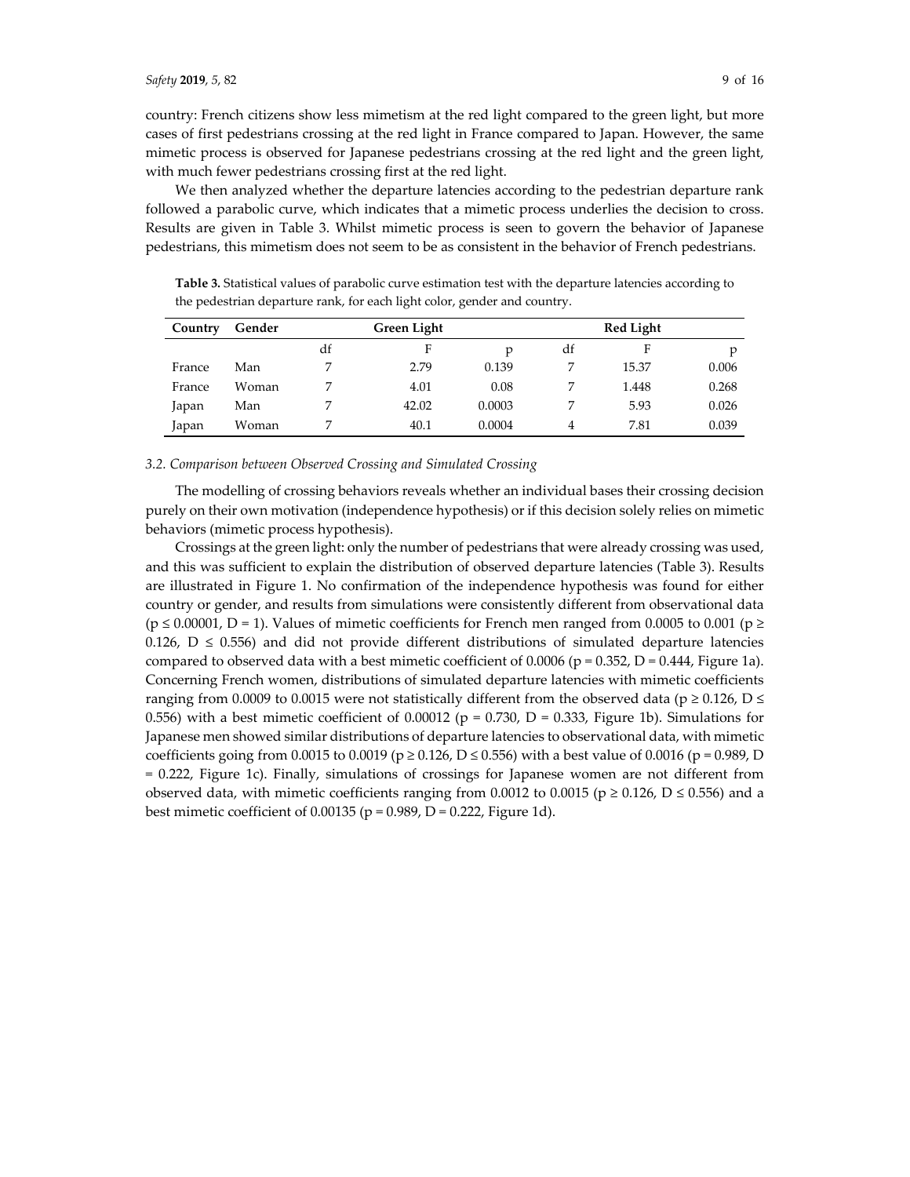country: French citizens show less mimetism at the red light compared to the green light, but more cases of first pedestrians crossing at the red light in France compared to Japan. However, the same mimetic process is observed for Japanese pedestrians crossing at the red light and the green light, with much fewer pedestrians crossing first at the red light.

We then analyzed whether the departure latencies according to the pedestrian departure rank followed a parabolic curve, which indicates that a mimetic process underlies the decision to cross. Results are given in Table 3. Whilst mimetic process is seen to govern the behavior of Japanese pedestrians, this mimetism does not seem to be as consistent in the behavior of French pedestrians.

**Table 3.** Statistical values of parabolic curve estimation test with the departure latencies according to the pedestrian departure rank, for each light color, gender and country.

| Country | Gender | Green Light | | | Red Light | | |
|---|---|---|---|---|---|---|---|
| | | df | F | p | df | F | p |
| France | Man | 7 | 2.79 | 0.139 | 7 | 15.37 | 0.006 |
| France | Woman | 7 | 4.01 | 0.08 | 7 | 1.448 | 0.268 |
| Japan | Man | 7 | 42.02 | 0.0003 | 7 | 5.93 | 0.026 |
| Japan | Woman | 7 | 40.1 | 0.0004 | 4 | 7.81 | 0.039 |

### *3.2. Comparison between Observed Crossing and Simulated Crossing*

The modelling of crossing behaviors reveals whether an individual bases their crossing decision purely on their own motivation (independence hypothesis) or if this decision solely relies on mimetic behaviors (mimetic process hypothesis).

Crossings at the green light: only the number of pedestrians that were already crossing was used, and this was sufficient to explain the distribution of observed departure latencies (Table 3). Results are illustrated in Figure 1. No confirmation of the independence hypothesis was found for either country or gender, and results from simulations were consistently different from observational data ($p \leq 0.00001$, $D = 1$). Values of mimetic coefficients for French men ranged from 0.0005 to 0.001 ($p \geq 0.126$, $D \leq 0.556$) and did not provide different distributions of simulated departure latencies compared to observed data with a best mimetic coefficient of 0.0006 ($p = 0.352$, $D = 0.444$, Figure 1a). Concerning French women, distributions of simulated departure latencies with mimetic coefficients ranging from 0.0009 to 0.0015 were not statistically different from the observed data ($p \geq 0.126$, $D \leq 0.556$) with a best mimetic coefficient of 0.00012 ($p = 0.730$, $D = 0.333$, Figure 1b). Simulations for Japanese men showed similar distributions of departure latencies to observational data, with mimetic coefficients going from 0.0015 to 0.0019 ($p \geq 0.126$, $D \leq 0.556$) with a best value of 0.0016 ($p = 0.989$, $D = 0.222$, Figure 1c). Finally, simulations of crossings for Japanese women are not different from observed data, with mimetic coefficients ranging from 0.0012 to 0.0015 ($p \geq 0.126$, $D \leq 0.556$) and a best mimetic coefficient of 0.00135 ($p = 0.989$, $D = 0.222$, Figure 1d).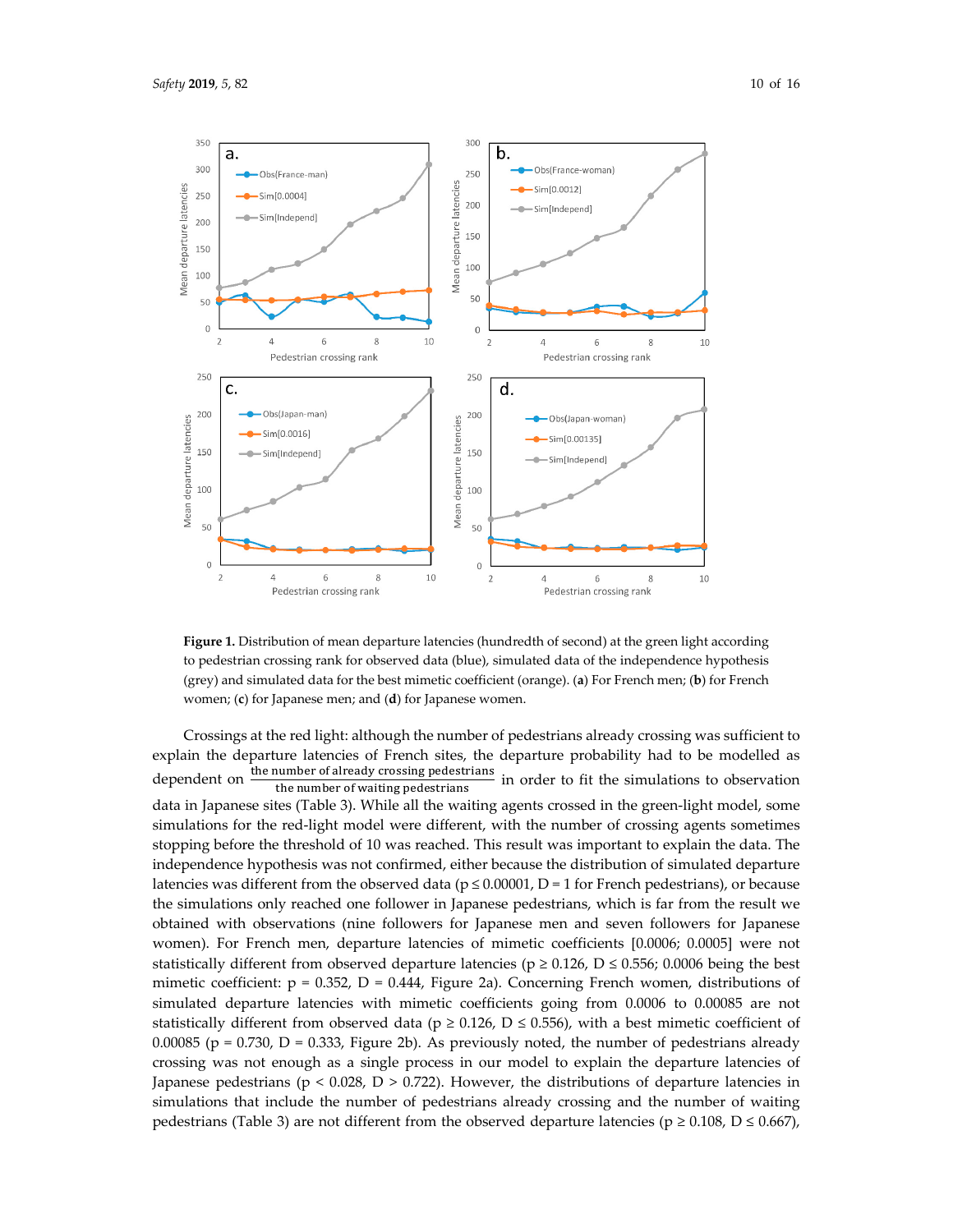**Figure 1.** Distribution of mean departure latencies (hundredth of second) at the green light according to pedestrian crossing rank for observed data (blue), simulated data of the independence hypothesis (grey) and simulated data for the best mimetic coefficient (orange). (**a**) For French men; (**b**) for French women; (**c**) for Japanese men; and (**d**) for Japanese women.

Crossings at the red light: although the number of pedestrians already crossing was sufficient to explain the departure latencies of French sites, the departure probability had to be modelled as dependent on $\frac{\text{the number of already crossing pedestrians}}{\text{the number of waiting pedestrians}}$ in order to fit the simulations to observation data in Japanese sites (Table 3). While all the waiting agents crossed in the green-light model, some simulations for the red-light model were different, with the number of crossing agents sometimes stopping before the threshold of 10 was reached. This result was important to explain the data. The independence hypothesis was not confirmed, either because the distribution of simulated departure latencies was different from the observed data ($p \leq 0.00001$, $D = 1$ for French pedestrians), or because the simulations only reached one follower in Japanese pedestrians, which is far from the result we obtained with observations (nine followers for Japanese men and seven followers for Japanese women). For French men, departure latencies of mimetic coefficients [0.0006; 0.0005] were not statistically different from observed departure latencies ($p \geq 0.126$, $D \leq 0.556$; 0.0006 being the best mimetic coefficient: $p = 0.352$, $D = 0.444$, Figure 2a). Concerning French women, distributions of simulated departure latencies with mimetic coefficients going from 0.0006 to 0.00085 are not statistically different from observed data ($p \geq 0.126$, $D \leq 0.556$), with a best mimetic coefficient of 0.00085 ($p = 0.730$, $D = 0.333$, Figure 2b). As previously noted, the number of pedestrians already crossing was not enough as a single process in our model to explain the departure latencies of Japanese pedestrians ($p < 0.028$, $D > 0.722$). However, the distributions of departure latencies in simulations that include the number of pedestrians already crossing and the number of waiting pedestrians (Table 3) are not different from the observed departure latencies ($p \geq 0.108$, $D \leq 0.667$),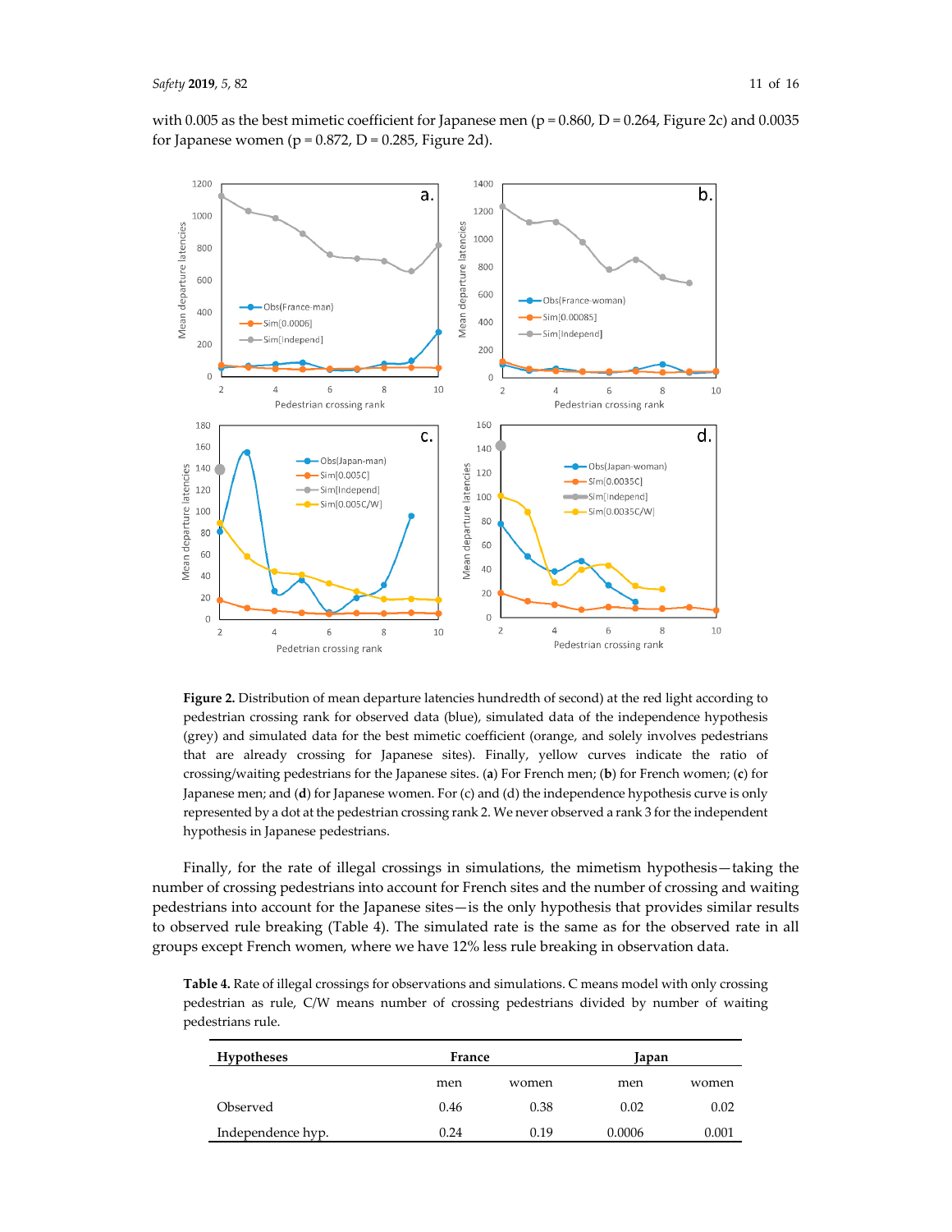with 0.005 as the best mimetic coefficient for Japanese men (p = 0.860, D = 0.264, Figure 2c) and 0.0035 for Japanese women (p = 0.872, D = 0.285, Figure 2d).

**Figure 2.** Distribution of mean departure latencies hundredth of second) at the red light according to pedestrian crossing rank for observed data (blue), simulated data of the independence hypothesis (grey) and simulated data for the best mimetic coefficient (orange, and solely involves pedestrians that are already crossing for Japanese sites). Finally, yellow curves indicate the ratio of crossing/waiting pedestrians for the Japanese sites. (**a**) For French men; (**b**) for French women; (**c**) for Japanese men; and (**d**) for Japanese women. For (c) and (d) the independence hypothesis curve is only represented by a dot at the pedestrian crossing rank 2. We never observed a rank 3 for the independent hypothesis in Japanese pedestrians.

Finally, for the rate of illegal crossings in simulations, the mimetism hypothesis—taking the number of crossing pedestrians into account for French sites and the number of crossing and waiting pedestrians into account for the Japanese sites—is the only hypothesis that provides similar results to observed rule breaking (Table 4). The simulated rate is the same as for the observed rate in all groups except French women, where we have 12% less rule breaking in observation data.

**Table 4.** Rate of illegal crossings for observations and simulations. C means model with only crossing pedestrian as rule, C/W means number of crossing pedestrians divided by number of waiting pedestrians rule.

| Hypotheses | France | | Japan | |
|---|---|---|---|---|
| | men | women | men | women |
| Observed | 0.46 | 0.38 | 0.02 | 0.02 |
| Independence hyp. | 0.24 | 0.19 | 0.0006 | 0.001 |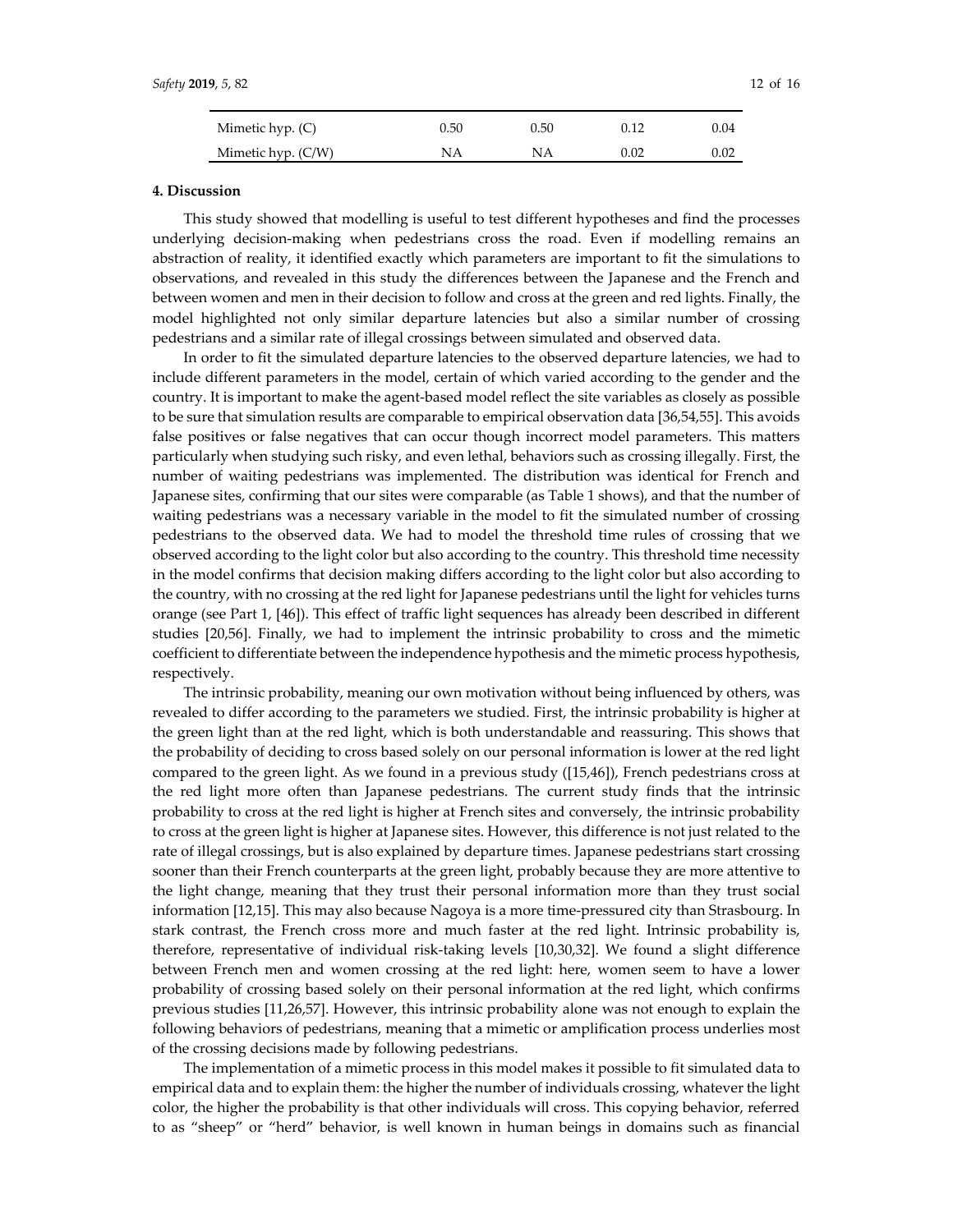| | | | | |
|---|---|---|---|---|
| Mimetic hyp. (C) | 0.50 | 0.50 | 0.12 | 0.04 |
| Mimetic hyp. (C/W) | NA | NA | 0.02 | 0.02 |

## 4. Discussion

This study showed that modelling is useful to test different hypotheses and find the processes underlying decision-making when pedestrians cross the road. Even if modelling remains an abstraction of reality, it identified exactly which parameters are important to fit the simulations to observations, and revealed in this study the differences between the Japanese and the French and between women and men in their decision to follow and cross at the green and red lights. Finally, the model highlighted not only similar departure latencies but also a similar number of crossing pedestrians and a similar rate of illegal crossings between simulated and observed data.

In order to fit the simulated departure latencies to the observed departure latencies, we had to include different parameters in the model, certain of which varied according to the gender and the country. It is important to make the agent-based model reflect the site variables as closely as possible to be sure that simulation results are comparable to empirical observation data [36,54,55]. This avoids false positives or false negatives that can occur though incorrect model parameters. This matters particularly when studying such risky, and even lethal, behaviors such as crossing illegally. First, the number of waiting pedestrians was implemented. The distribution was identical for French and Japanese sites, confirming that our sites were comparable (as Table 1 shows), and that the number of waiting pedestrians was a necessary variable in the model to fit the simulated number of crossing pedestrians to the observed data. We had to model the threshold time rules of crossing that we observed according to the light color but also according to the country. This threshold time necessity in the model confirms that decision making differs according to the light color but also according to the country, with no crossing at the red light for Japanese pedestrians until the light for vehicles turns orange (see Part 1, [46]). This effect of traffic light sequences has already been described in different studies [20,56]. Finally, we had to implement the intrinsic probability to cross and the mimetic coefficient to differentiate between the independence hypothesis and the mimetic process hypothesis, respectively.

The intrinsic probability, meaning our own motivation without being influenced by others, was revealed to differ according to the parameters we studied. First, the intrinsic probability is higher at the green light than at the red light, which is both understandable and reassuring. This shows that the probability of deciding to cross based solely on our personal information is lower at the red light compared to the green light. As we found in a previous study ([15,46]), French pedestrians cross at the red light more often than Japanese pedestrians. The current study finds that the intrinsic probability to cross at the red light is higher at French sites and conversely, the intrinsic probability to cross at the green light is higher at Japanese sites. However, this difference is not just related to the rate of illegal crossings, but is also explained by departure times. Japanese pedestrians start crossing sooner than their French counterparts at the green light, probably because they are more attentive to the light change, meaning that they trust their personal information more than they trust social information [12,15]. This may also because Nagoya is a more time-pressured city than Strasbourg. In stark contrast, the French cross more and much faster at the red light. Intrinsic probability is, therefore, representative of individual risk-taking levels [10,30,32]. We found a slight difference between French men and women crossing at the red light: here, women seem to have a lower probability of crossing based solely on their personal information at the red light, which confirms previous studies [11,26,57]. However, this intrinsic probability alone was not enough to explain the following behaviors of pedestrians, meaning that a mimetic or amplification process underlies most of the crossing decisions made by following pedestrians.

The implementation of a mimetic process in this model makes it possible to fit simulated data to empirical data and to explain them: the higher the number of individuals crossing, whatever the light color, the higher the probability is that other individuals will cross. This copying behavior, referred to as "sheep" or "herd" behavior, is well known in human beings in domains such as financial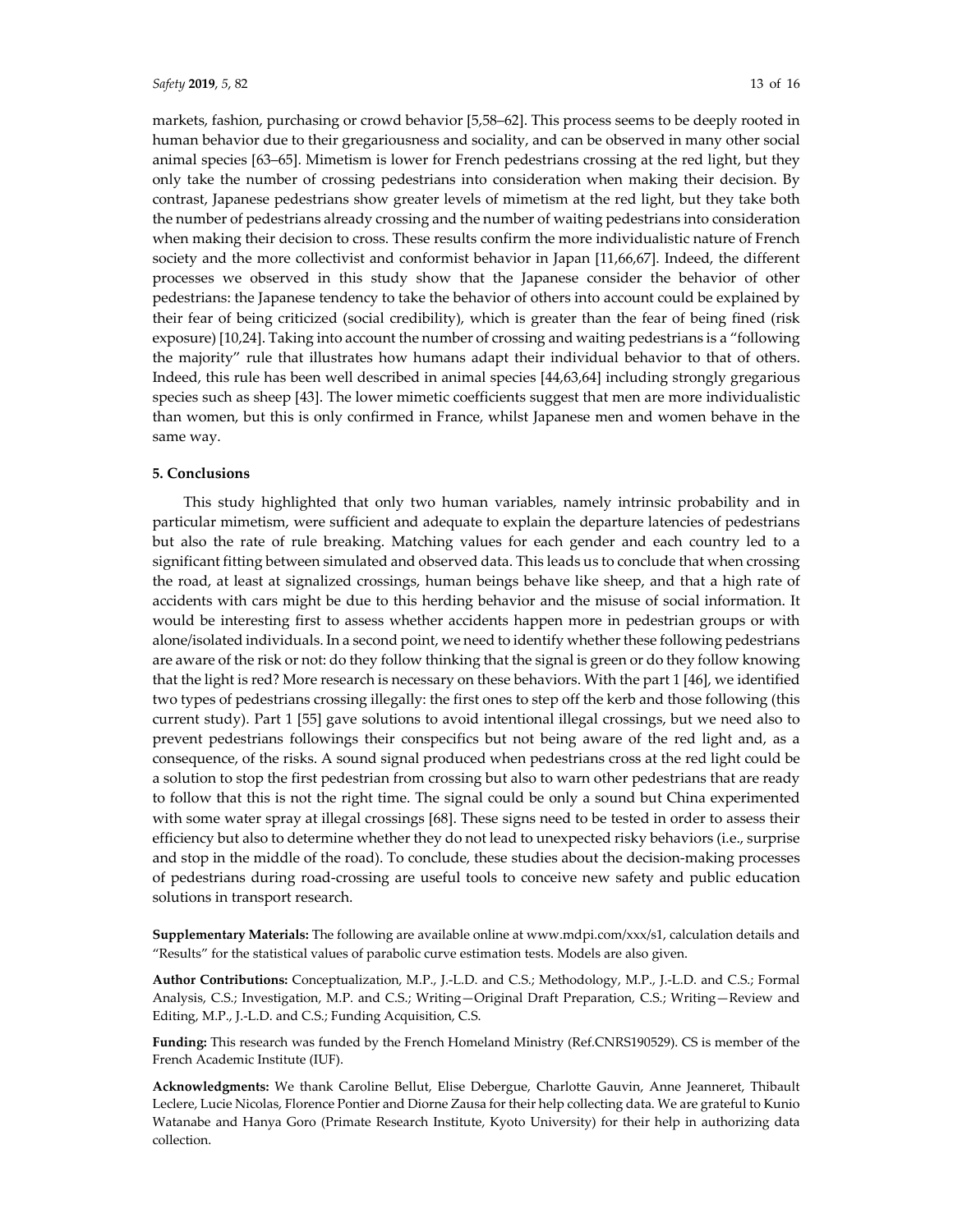markets, fashion, purchasing or crowd behavior [5,58–62]. This process seems to be deeply rooted in human behavior due to their gregariousness and sociality, and can be observed in many other social animal species [63–65]. Mimetism is lower for French pedestrians crossing at the red light, but they only take the number of crossing pedestrians into consideration when making their decision. By contrast, Japanese pedestrians show greater levels of mimetism at the red light, but they take both the number of pedestrians already crossing and the number of waiting pedestrians into consideration when making their decision to cross. These results confirm the more individualistic nature of French society and the more collectivist and conformist behavior in Japan [11,66,67]. Indeed, the different processes we observed in this study show that the Japanese consider the behavior of other pedestrians: the Japanese tendency to take the behavior of others into account could be explained by their fear of being criticized (social credibility), which is greater than the fear of being fined (risk exposure) [10,24]. Taking into account the number of crossing and waiting pedestrians is a "following the majority" rule that illustrates how humans adapt their individual behavior to that of others. Indeed, this rule has been well described in animal species [44,63,64] including strongly gregarious species such as sheep [43]. The lower mimetic coefficients suggest that men are more individualistic than women, but this is only confirmed in France, whilst Japanese men and women behave in the same way.

## 5. Conclusions

This study highlighted that only two human variables, namely intrinsic probability and in particular mimetism, were sufficient and adequate to explain the departure latencies of pedestrians but also the rate of rule breaking. Matching values for each gender and each country led to a significant fitting between simulated and observed data. This leads us to conclude that when crossing the road, at least at signalized crossings, human beings behave like sheep, and that a high rate of accidents with cars might be due to this herding behavior and the misuse of social information. It would be interesting first to assess whether accidents happen more in pedestrian groups or with alone/isolated individuals. In a second point, we need to identify whether these following pedestrians are aware of the risk or not: do they follow thinking that the signal is green or do they follow knowing that the light is red? More research is necessary on these behaviors. With the part 1 [46], we identified two types of pedestrians crossing illegally: the first ones to step off the kerb and those following (this current study). Part 1 [55] gave solutions to avoid intentional illegal crossings, but we need also to prevent pedestrians followings their conspecifics but not being aware of the red light and, as a consequence, of the risks. A sound signal produced when pedestrians cross at the red light could be a solution to stop the first pedestrian from crossing but also to warn other pedestrians that are ready to follow that this is not the right time. The signal could be only a sound but China experimented with some water spray at illegal crossings [68]. These signs need to be tested in order to assess their efficiency but also to determine whether they do not lead to unexpected risky behaviors (i.e., surprise and stop in the middle of the road). To conclude, these studies about the decision-making processes of pedestrians during road-crossing are useful tools to conceive new safety and public education solutions in transport research.

**Supplementary Materials:** The following are available online at www.mdpi.com/xxx/s1, calculation details and "Results" for the statistical values of parabolic curve estimation tests. Models are also given.

**Author Contributions:** Conceptualization, M.P., J.-L.D. and C.S.; Methodology, M.P., J.-L.D. and C.S.; Formal Analysis, C.S.; Investigation, M.P. and C.S.; Writing—Original Draft Preparation, C.S.; Writing—Review and Editing, M.P., J.-L.D. and C.S.; Funding Acquisition, C.S.

**Funding:** This research was funded by the French Homeland Ministry (Ref.CNRS190529). CS is member of the French Academic Institute (IUF).

**Acknowledgments:** We thank Caroline Bellut, Elise Debergue, Charlotte Gauvin, Anne Jeanneret, Thibault Leclere, Lucie Nicolas, Florence Pontier and Diorne Zausa for their help collecting data. We are grateful to Kunio Watanabe and Hanya Goro (Primate Research Institute, Kyoto University) for their help in authorizing data collection.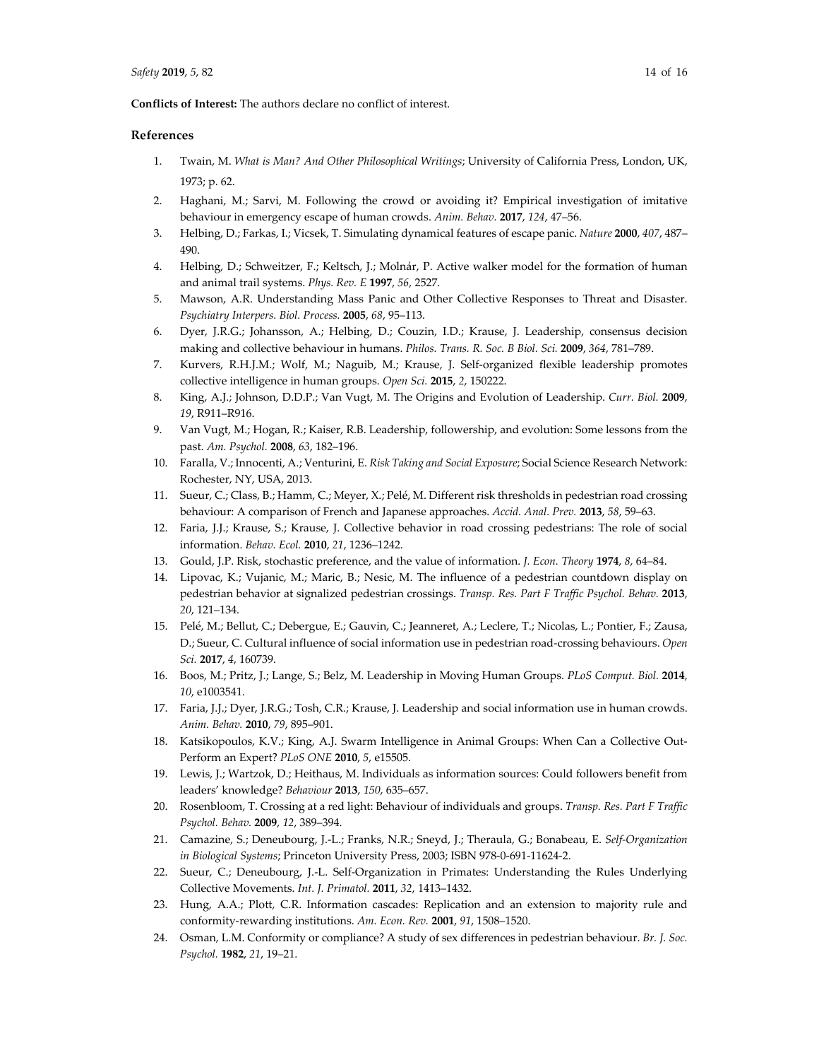**Conflicts of Interest:** The authors declare no conflict of interest.

## References

1. Twain, M. *What is Man? And Other Philosophical Writings*; University of California Press, London, UK, 1973; p. 62.
2. Haghani, M.; Sarvi, M. Following the crowd or avoiding it? Empirical investigation of imitative behaviour in emergency escape of human crowds. *Anim. Behav.* **2017**, *124*, 47–56.
3. Helbing, D.; Farkas, I.; Vicsek, T. Simulating dynamical features of escape panic. *Nature* **2000**, *407*, 487–490.
4. Helbing, D.; Schweitzer, F.; Keltsch, J.; Molnár, P. Active walker model for the formation of human and animal trail systems. *Phys. Rev. E* **1997**, *56*, 2527.
5. Mawson, A.R. Understanding Mass Panic and Other Collective Responses to Threat and Disaster. *Psychiatry Interpers. Biol. Process.* **2005**, *68*, 95–113.
6. Dyer, J.R.G.; Johansson, A.; Helbing, D.; Couzin, I.D.; Krause, J. Leadership, consensus decision making and collective behaviour in humans. *Philos. Trans. R. Soc. B Biol. Sci.* **2009**, *364*, 781–789.
7. Kurvers, R.H.J.M.; Wolf, M.; Naguib, M.; Krause, J. Self-organized flexible leadership promotes collective intelligence in human groups. *Open Sci.* **2015**, *2*, 150222.
8. King, A.J.; Johnson, D.D.P.; Van Vugt, M. The Origins and Evolution of Leadership. *Curr. Biol.* **2009**, *19*, R911–R916.
9. Van Vugt, M.; Hogan, R.; Kaiser, R.B. Leadership, followership, and evolution: Some lessons from the past. *Am. Psychol.* **2008**, *63*, 182–196.
10. Faralla, V.; Innocenti, A.; Venturini, E. *Risk Taking and Social Exposure*; Social Science Research Network: Rochester, NY, USA, 2013.
11. Sueur, C.; Class, B.; Hamm, C.; Meyer, X.; Pelé, M. Different risk thresholds in pedestrian road crossing behaviour: A comparison of French and Japanese approaches. *Accid. Anal. Prev.* **2013**, *58*, 59–63.
12. Faria, J.J.; Krause, S.; Krause, J. Collective behavior in road crossing pedestrians: The role of social information. *Behav. Ecol.* **2010**, *21*, 1236–1242.
13. Gould, J.P. Risk, stochastic preference, and the value of information. *J. Econ. Theory* **1974**, *8*, 64–84.
14. Lipovac, K.; Vujanic, M.; Maric, B.; Nesic, M. The influence of a pedestrian countdown display on pedestrian behavior at signalized pedestrian crossings. *Transp. Res. Part F Traffic Psychol. Behav.* **2013**, *20*, 121–134.
15. Pelé, M.; Bellut, C.; Debergue, E.; Gauvin, C.; Jeanneret, A.; Leclere, T.; Nicolas, L.; Pontier, F.; Zausa, D.; Sueur, C. Cultural influence of social information use in pedestrian road-crossing behaviours. *Open Sci.* **2017**, *4*, 160739.
16. Boos, M.; Pritz, J.; Lange, S.; Belz, M. Leadership in Moving Human Groups. *PLoS Comput. Biol.* **2014**, *10*, e1003541.
17. Faria, J.J.; Dyer, J.R.G.; Tosh, C.R.; Krause, J. Leadership and social information use in human crowds. *Anim. Behav.* **2010**, *79*, 895–901.
18. Katsikopoulos, K.V.; King, A.J. Swarm Intelligence in Animal Groups: When Can a Collective Out-Perform an Expert? *PLoS ONE* **2010**, *5*, e15505.
19. Lewis, J.; Wartzok, D.; Heithaus, M. Individuals as information sources: Could followers benefit from leaders' knowledge? *Behaviour* **2013**, *150*, 635–657.
20. Rosenbloom, T. Crossing at a red light: Behaviour of individuals and groups. *Transp. Res. Part F Traffic Psychol. Behav.* **2009**, *12*, 389–394.
21. Camazine, S.; Deneubourg, J.-L.; Franks, N.R.; Sneyd, J.; Theraula, G.; Bonabeau, E. *Self-Organization in Biological Systems*; Princeton University Press, 2003; ISBN 978-0-691-11624-2.
22. Sueur, C.; Deneubourg, J.-L. Self-Organization in Primates: Understanding the Rules Underlying Collective Movements. *Int. J. Primatol.* **2011**, *32*, 1413–1432.
23. Hung, A.A.; Plott, C.R. Information cascades: Replication and an extension to majority rule and conformity-rewarding institutions. *Am. Econ. Rev.* **2001**, *91*, 1508–1520.
24. Osman, L.M. Conformity or compliance? A study of sex differences in pedestrian behaviour. *Br. J. Soc. Psychol.* **1982**, *21*, 19–21.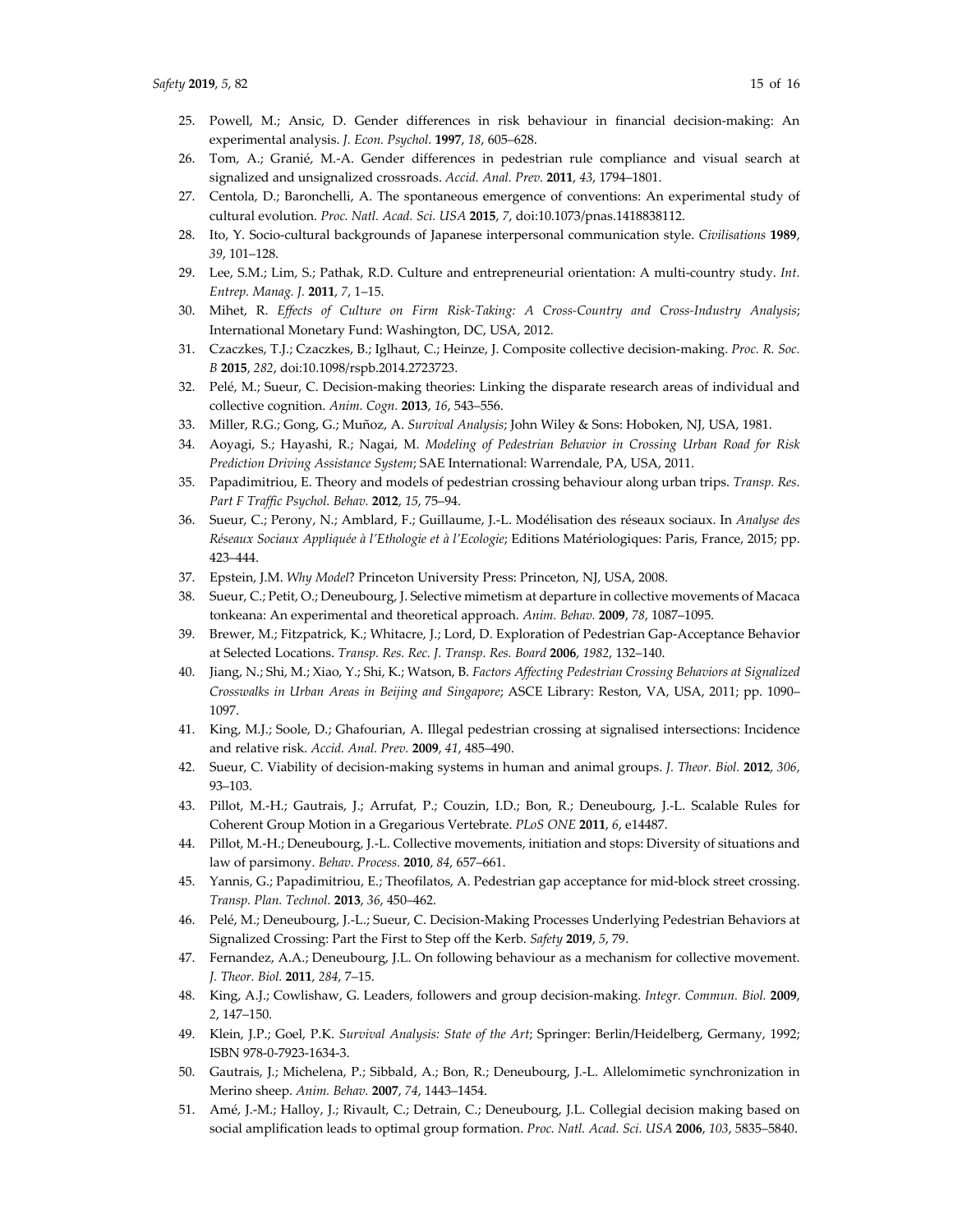25. Powell, M.; Ansic, D. Gender differences in risk behaviour in financial decision-making: An experimental analysis. *J. Econ. Psychol.* **1997**, *18*, 605–628.
26. Tom, A.; Granié, M.-A. Gender differences in pedestrian rule compliance and visual search at signalized and unsignalized crossroads. *Accid. Anal. Prev.* **2011**, *43*, 1794–1801.
27. Centola, D.; Baronchelli, A. The spontaneous emergence of conventions: An experimental study of cultural evolution. *Proc. Natl. Acad. Sci. USA* **2015**, *7*, doi:10.1073/pnas.1418838112.
28. Ito, Y. Socio-cultural backgrounds of Japanese interpersonal communication style. *Civilisations* **1989**, *39*, 101–128.
29. Lee, S.M.; Lim, S.; Pathak, R.D. Culture and entrepreneurial orientation: A multi-country study. *Int. Entrep. Manag. J.* **2011**, *7*, 1–15.
30. Mihet, R. *Effects of Culture on Firm Risk-Taking: A Cross-Country and Cross-Industry Analysis*; International Monetary Fund: Washington, DC, USA, 2012.
31. Czaczkes, T.J.; Czaczkes, B.; Iglhaut, C.; Heinze, J. Composite collective decision-making. *Proc. R. Soc. B* **2015**, *282*, doi:10.1098/rspb.2014.2723723.
32. Pelé, M.; Sueur, C. Decision-making theories: Linking the disparate research areas of individual and collective cognition. *Anim. Cogn.* **2013**, *16*, 543–556.
33. Miller, R.G.; Gong, G.; Muñoz, A. *Survival Analysis*; John Wiley & Sons: Hoboken, NJ, USA, 1981.
34. Aoyagi, S.; Hayashi, R.; Nagai, M. *Modeling of Pedestrian Behavior in Crossing Urban Road for Risk Prediction Driving Assistance System*; SAE International: Warrendale, PA, USA, 2011.
35. Papadimitriou, E. Theory and models of pedestrian crossing behaviour along urban trips. *Transp. Res. Part F Traffic Psychol. Behav.* **2012**, *15*, 75–94.
36. Sueur, C.; Perony, N.; Amblard, F.; Guillaume, J.-L. Modélisation des réseaux sociaux. In *Analyse des Réseaux Sociaux Appliquée à l'Ethologie et à l'Ecologie*; Editions Matériologiques: Paris, France, 2015; pp. 423–444.
37. Epstein, J.M. *Why Model*? Princeton University Press: Princeton, NJ, USA, 2008.
38. Sueur, C.; Petit, O.; Deneubourg, J. Selective mimetism at departure in collective movements of Macaca tonkeana: An experimental and theoretical approach. *Anim. Behav.* **2009**, *78*, 1087–1095.
39. Brewer, M.; Fitzpatrick, K.; Whitacre, J.; Lord, D. Exploration of Pedestrian Gap-Acceptance Behavior at Selected Locations. *Transp. Res. Rec. J. Transp. Res. Board* **2006**, *1982*, 132–140.
40. Jiang, N.; Shi, M.; Xiao, Y.; Shi, K.; Watson, B. *Factors Affecting Pedestrian Crossing Behaviors at Signalized Crosswalks in Urban Areas in Beijing and Singapore*; ASCE Library: Reston, VA, USA, 2011; pp. 1090–1097.
41. King, M.J.; Soole, D.; Ghafourian, A. Illegal pedestrian crossing at signalised intersections: Incidence and relative risk. *Accid. Anal. Prev.* **2009**, *41*, 485–490.
42. Sueur, C. Viability of decision-making systems in human and animal groups. *J. Theor. Biol.* **2012**, *306*, 93–103.
43. Pillot, M.-H.; Gautrais, J.; Arrufat, P.; Couzin, I.D.; Bon, R.; Deneubourg, J.-L. Scalable Rules for Coherent Group Motion in a Gregarious Vertebrate. *PLoS ONE* **2011**, *6*, e14487.
44. Pillot, M.-H.; Deneubourg, J.-L. Collective movements, initiation and stops: Diversity of situations and law of parsimony. *Behav. Process.* **2010**, *84*, 657–661.
45. Yannis, G.; Papadimitriou, E.; Theofilatos, A. Pedestrian gap acceptance for mid-block street crossing. *Transp. Plan. Technol.* **2013**, *36*, 450–462.
46. Pelé, M.; Deneubourg, J.-L.; Sueur, C. Decision-Making Processes Underlying Pedestrian Behaviors at Signalized Crossing: Part the First to Step off the Kerb. *Safety* **2019**, *5*, 79.
47. Fernandez, A.A.; Deneubourg, J.L. On following behaviour as a mechanism for collective movement. *J. Theor. Biol.* **2011**, *284*, 7–15.
48. King, A.J.; Cowlishaw, G. Leaders, followers and group decision-making. *Integr. Commun. Biol.* **2009**, *2*, 147–150.
49. Klein, J.P.; Goel, P.K. *Survival Analysis: State of the Art*; Springer: Berlin/Heidelberg, Germany, 1992; ISBN 978-0-7923-1634-3.
50. Gautrais, J.; Michelena, P.; Sibbald, A.; Bon, R.; Deneubourg, J.-L. Allelomimetic synchronization in Merino sheep. *Anim. Behav.* **2007**, *74*, 1443–1454.
51. Amé, J.-M.; Halloy, J.; Rivault, C.; Detrain, C.; Deneubourg, J.L. Collegial decision making based on social amplification leads to optimal group formation. *Proc. Natl. Acad. Sci. USA* **2006**, *103*, 5835–5840.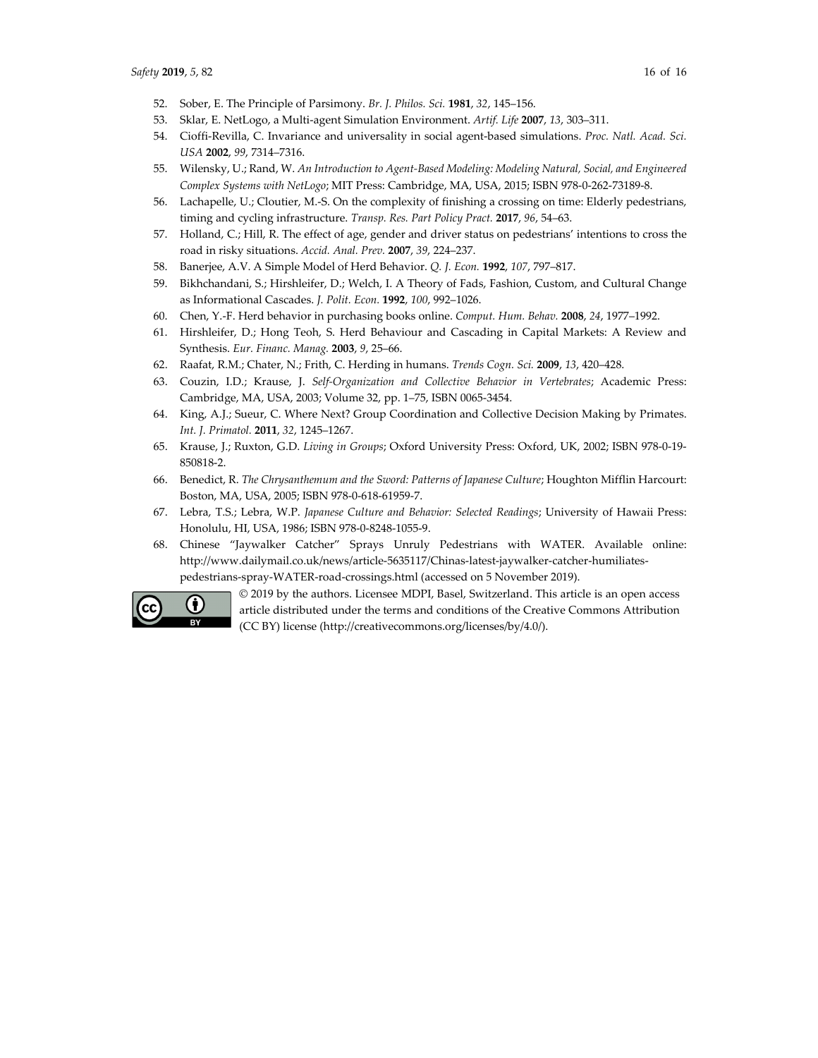52. Sober, E. The Principle of Parsimony. *Br. J. Philos. Sci.* **1981**, *32*, 145–156.
53. Sklar, E. NetLogo, a Multi-agent Simulation Environment. *Artif. Life* **2007**, *13*, 303–311.
54. Cioffi-Revilla, C. Invariance and universality in social agent-based simulations. *Proc. Natl. Acad. Sci. USA* **2002**, *99*, 7314–7316.
55. Wilensky, U.; Rand, W. *An Introduction to Agent-Based Modeling: Modeling Natural, Social, and Engineered Complex Systems with NetLogo*; MIT Press: Cambridge, MA, USA, 2015; ISBN 978-0-262-73189-8.
56. Lachapelle, U.; Cloutier, M.-S. On the complexity of finishing a crossing on time: Elderly pedestrians, timing and cycling infrastructure. *Transp. Res. Part Policy Pract.* **2017**, *96*, 54–63.
57. Holland, C.; Hill, R. The effect of age, gender and driver status on pedestrians' intentions to cross the road in risky situations. *Accid. Anal. Prev.* **2007**, *39*, 224–237.
58. Banerjee, A.V. A Simple Model of Herd Behavior. *Q. J. Econ.* **1992**, *107*, 797–817.
59. Bikhchandani, S.; Hirshleifer, D.; Welch, I. A Theory of Fads, Fashion, Custom, and Cultural Change as Informational Cascades. *J. Polit. Econ.* **1992**, *100*, 992–1026.
60. Chen, Y.-F. Herd behavior in purchasing books online. *Comput. Hum. Behav.* **2008**, *24*, 1977–1992.
61. Hirshleifer, D.; Hong Teoh, S. Herd Behaviour and Cascading in Capital Markets: A Review and Synthesis. *Eur. Financ. Manag.* **2003**, *9*, 25–66.
62. Raafat, R.M.; Chater, N.; Frith, C. Herding in humans. *Trends Cogn. Sci.* **2009**, *13*, 420–428.
63. Couzin, I.D.; Krause, J. *Self-Organization and Collective Behavior in Vertebrates*; Academic Press: Cambridge, MA, USA, 2003; Volume 32, pp. 1–75, ISBN 0065-3454.
64. King, A.J.; Sueur, C. Where Next? Group Coordination and Collective Decision Making by Primates. *Int. J. Primatol.* **2011**, *32*, 1245–1267.
65. Krause, J.; Ruxton, G.D. *Living in Groups*; Oxford University Press: Oxford, UK, 2002; ISBN 978-0-19-850818-2.
66. Benedict, R. *The Chrysanthemum and the Sword: Patterns of Japanese Culture*; Houghton Mifflin Harcourt: Boston, MA, USA, 2005; ISBN 978-0-618-61959-7.
67. Lebra, T.S.; Lebra, W.P. *Japanese Culture and Behavior: Selected Readings*; University of Hawaii Press: Honolulu, HI, USA, 1986; ISBN 978-0-8248-1055-9.
68. Chinese "Jaywalker Catcher" Sprays Unruly Pedestrians with WATER. Available online: http://www.dailymail.co.uk/news/article-5635117/Chinas-latest-jaywalker-catcher-humiliates-pedestrians-spray-WATER-road-crossings.html (accessed on 5 November 2019).

© 2019 by the authors. Licensee MDPI, Basel, Switzerland. This article is an open access article distributed under the terms and conditions of the Creative Commons Attribution (CC BY) license (http://creativecommons.org/licenses/by/4.0/).